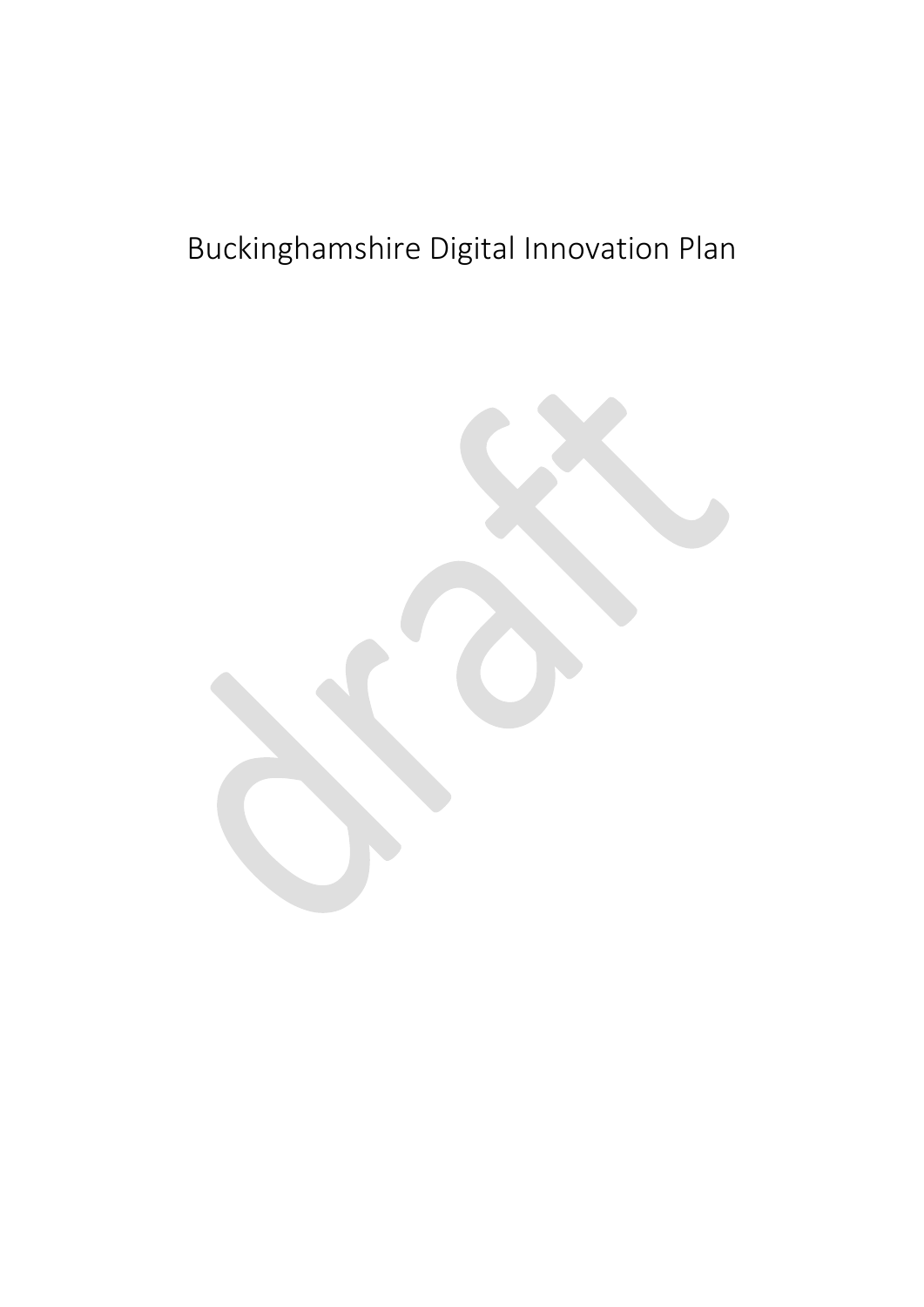# Buckinghamshire Digital Innovation Plan

draft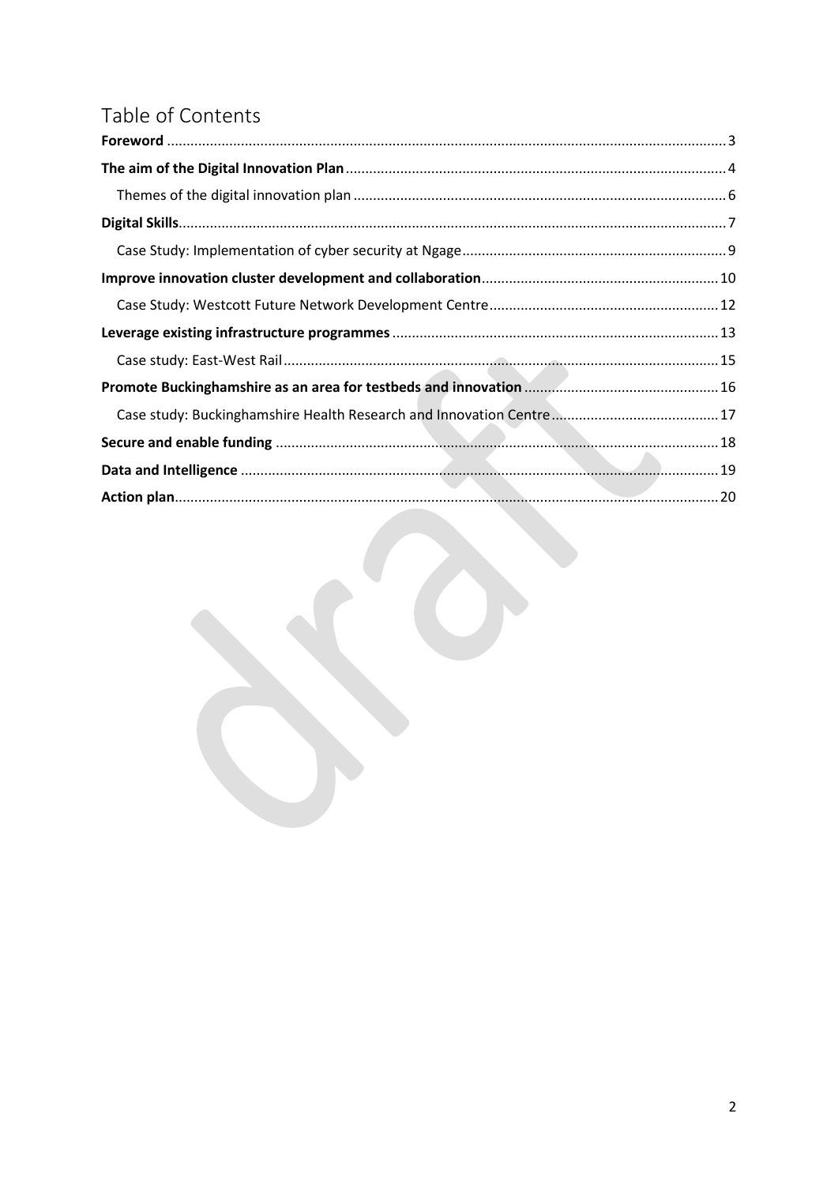# Table of Contents

**Foreword** .......... 3

**The aim of the Digital Innovation Plan** .......... 4

Themes of the digital innovation plan .......... 6

**Digital Skills** .......... 7

Case Study: Implementation of cyber security at Ngage .......... 9

**Improve innovation cluster development and collaboration** .......... 10

Case Study: Westcott Future Network Development Centre .......... 12

**Leverage existing infrastructure programmes** .......... 13

Case study: East-West Rail .......... 15

**Promote Buckinghamshire as an area for testbeds and innovation** .......... 16

Case study: Buckinghamshire Health Research and Innovation Centre .......... 17

**Secure and enable funding** .......... 18

**Data and Intelligence** .......... 19

**Action plan** .......... 20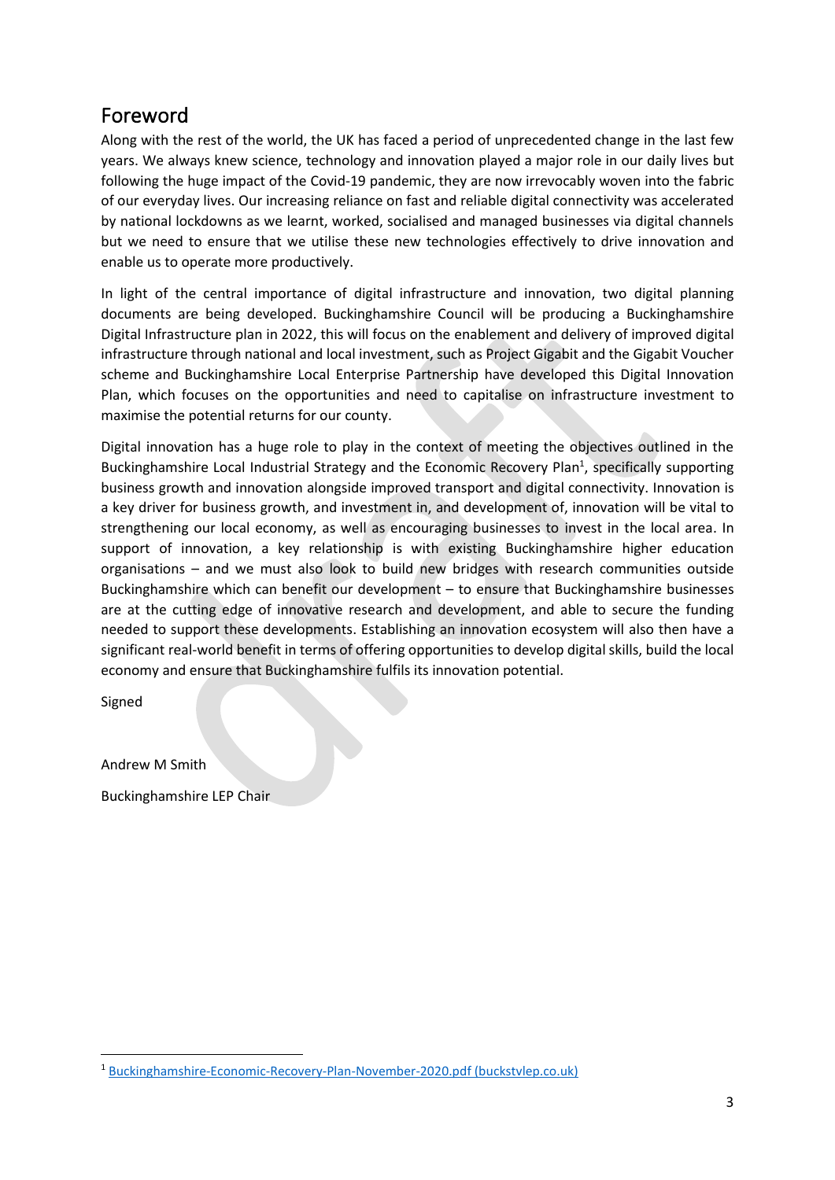## Foreword

Along with the rest of the world, the UK has faced a period of unprecedented change in the last few years. We always knew science, technology and innovation played a major role in our daily lives but following the huge impact of the Covid-19 pandemic, they are now irrevocably woven into the fabric of our everyday lives. Our increasing reliance on fast and reliable digital connectivity was accelerated by national lockdowns as we learnt, worked, socialised and managed businesses via digital channels but we need to ensure that we utilise these new technologies effectively to drive innovation and enable us to operate more productively.

In light of the central importance of digital infrastructure and innovation, two digital planning documents are being developed. Buckinghamshire Council will be producing a Buckinghamshire Digital Infrastructure plan in 2022, this will focus on the enablement and delivery of improved digital infrastructure through national and local investment, such as Project Gigabit and the Gigabit Voucher scheme and Buckinghamshire Local Enterprise Partnership have developed this Digital Innovation Plan, which focuses on the opportunities and need to capitalise on infrastructure investment to maximise the potential returns for our county.

Digital innovation has a huge role to play in the context of meeting the objectives outlined in the Buckinghamshire Local Industrial Strategy and the Economic Recovery Plan[1], specifically supporting business growth and innovation alongside improved transport and digital connectivity. Innovation is a key driver for business growth, and investment in, and development of, innovation will be vital to strengthening our local economy, as well as encouraging businesses to invest in the local area. In support of innovation, a key relationship is with existing Buckinghamshire higher education organisations – and we must also look to build new bridges with research communities outside Buckinghamshire which can benefit our development – to ensure that Buckinghamshire businesses are at the cutting edge of innovative research and development, and able to secure the funding needed to support these developments. Establishing an innovation ecosystem will also then have a significant real-world benefit in terms of offering opportunities to develop digital skills, build the local economy and ensure that Buckinghamshire fulfils its innovation potential.

Signed

Andrew M Smith

Buckinghamshire LEP Chair

[1] Buckinghamshire-Economic-Recovery-Plan-November-2020.pdf (buckstvlep.co.uk)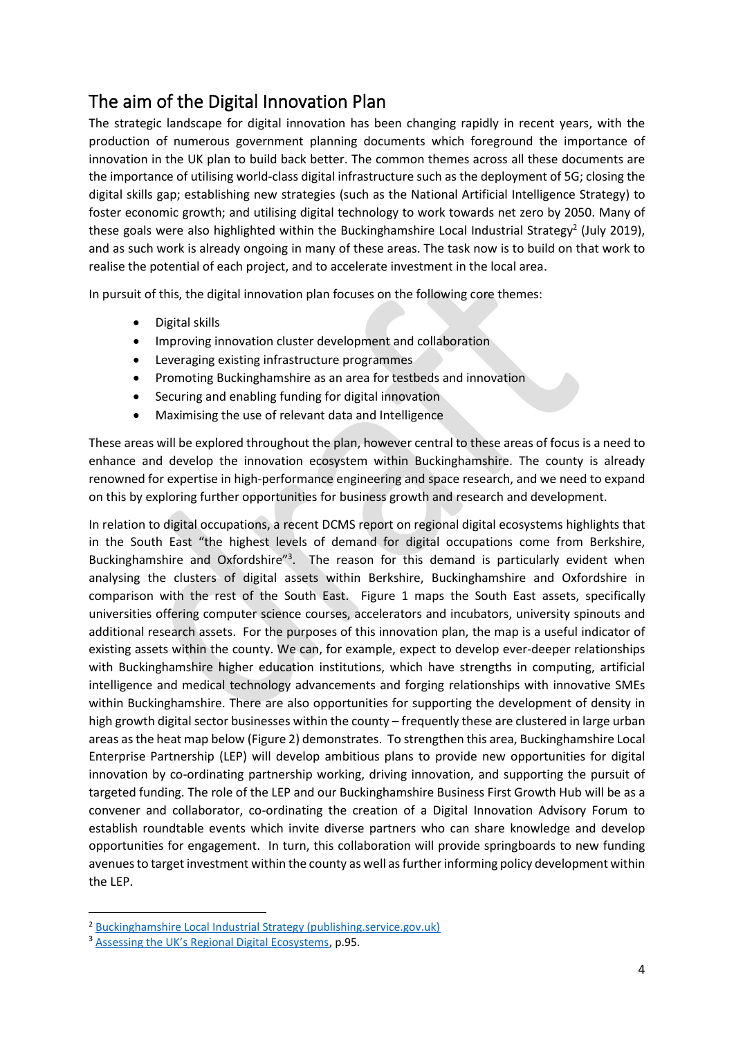## The aim of the Digital Innovation Plan

The strategic landscape for digital innovation has been changing rapidly in recent years, with the production of numerous government planning documents which foreground the importance of innovation in the UK plan to build back better. The common themes across all these documents are the importance of utilising world-class digital infrastructure such as the deployment of 5G; closing the digital skills gap; establishing new strategies (such as the National Artificial Intelligence Strategy) to foster economic growth; and utilising digital technology to work towards net zero by 2050. Many of these goals were also highlighted within the Buckinghamshire Local Industrial Strategy[2] (July 2019), and as such work is already ongoing in many of these areas. The task now is to build on that work to realise the potential of each project, and to accelerate investment in the local area.

In pursuit of this, the digital innovation plan focuses on the following core themes:

- Digital skills
- Improving innovation cluster development and collaboration
- Leveraging existing infrastructure programmes
- Promoting Buckinghamshire as an area for testbeds and innovation
- Securing and enabling funding for digital innovation
- Maximising the use of relevant data and Intelligence

These areas will be explored throughout the plan, however central to these areas of focus is a need to enhance and develop the innovation ecosystem within Buckinghamshire. The county is already renowned for expertise in high-performance engineering and space research, and we need to expand on this by exploring further opportunities for business growth and research and development.

In relation to digital occupations, a recent DCMS report on regional digital ecosystems highlights that in the South East "the highest levels of demand for digital occupations come from Berkshire, Buckinghamshire and Oxfordshire"[3]. The reason for this demand is particularly evident when analysing the clusters of digital assets within Berkshire, Buckinghamshire and Oxfordshire in comparison with the rest of the South East. Figure 1 maps the South East assets, specifically universities offering computer science courses, accelerators and incubators, university spinouts and additional research assets. For the purposes of this innovation plan, the map is a useful indicator of existing assets within the county. We can, for example, expect to develop ever-deeper relationships with Buckinghamshire higher education institutions, which have strengths in computing, artificial intelligence and medical technology advancements and forging relationships with innovative SMEs within Buckinghamshire. There are also opportunities for supporting the development of density in high growth digital sector businesses within the county – frequently these are clustered in large urban areas as the heat map below (Figure 2) demonstrates. To strengthen this area, Buckinghamshire Local Enterprise Partnership (LEP) will develop ambitious plans to provide new opportunities for digital innovation by co-ordinating partnership working, driving innovation, and supporting the pursuit of targeted funding. The role of the LEP and our Buckinghamshire Business First Growth Hub will be as a convener and collaborator, co-ordinating the creation of a Digital Innovation Advisory Forum to establish roundtable events which invite diverse partners who can share knowledge and develop opportunities for engagement. In turn, this collaboration will provide springboards to new funding avenues to target investment within the county as well as further informing policy development within the LEP.

---

[2] Buckinghamshire Local Industrial Strategy (publishing.service.gov.uk)

[3] Assessing the UK's Regional Digital Ecosystems, p.95.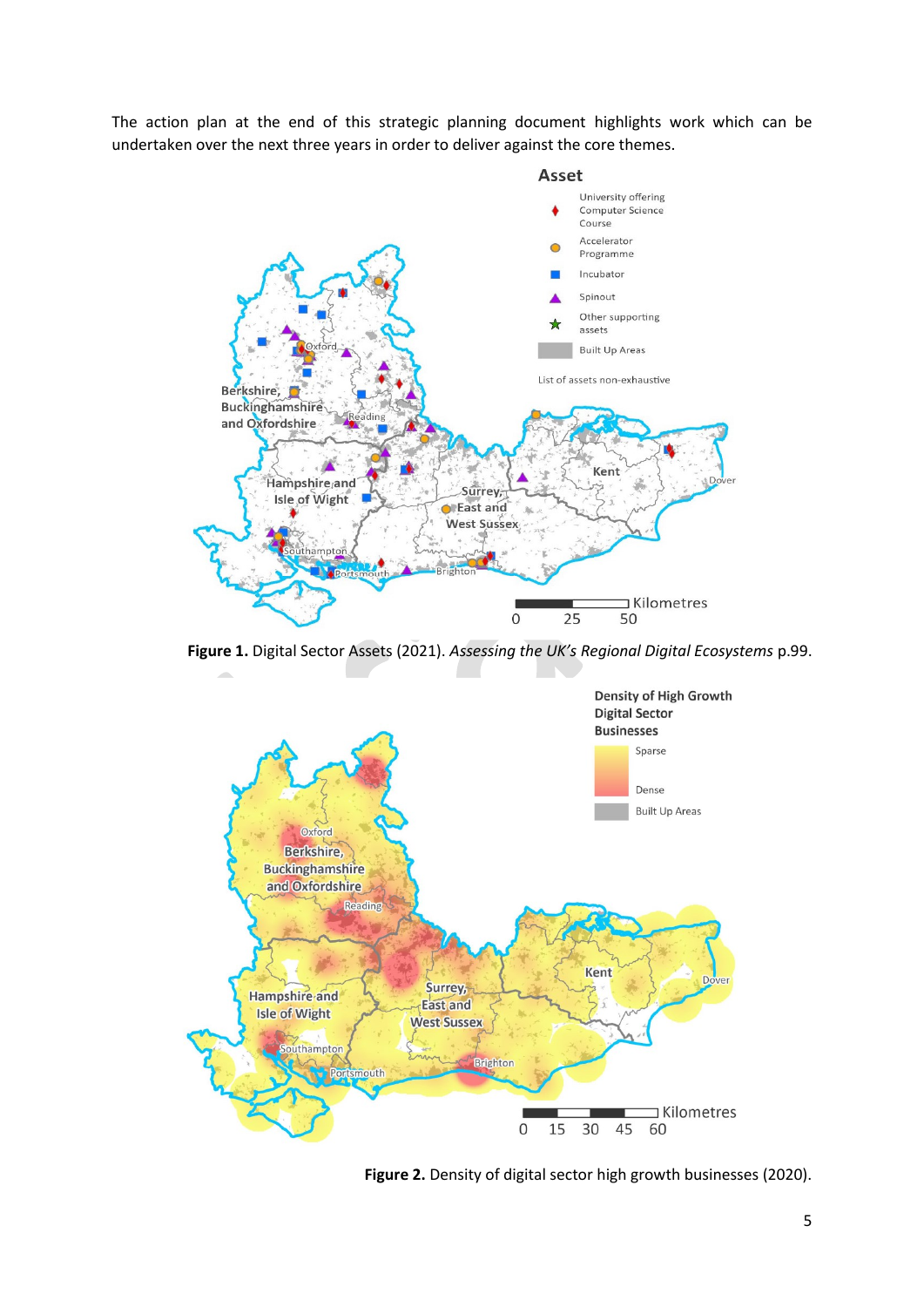The action plan at the end of this strategic planning document highlights work which can be undertaken over the next three years in order to deliver against the core themes.

**Figure 1.** Digital Sector Assets (2021). *Assessing the UK's Regional Digital Ecosystems* p.99.

**Figure 2.** Density of digital sector high growth businesses (2020).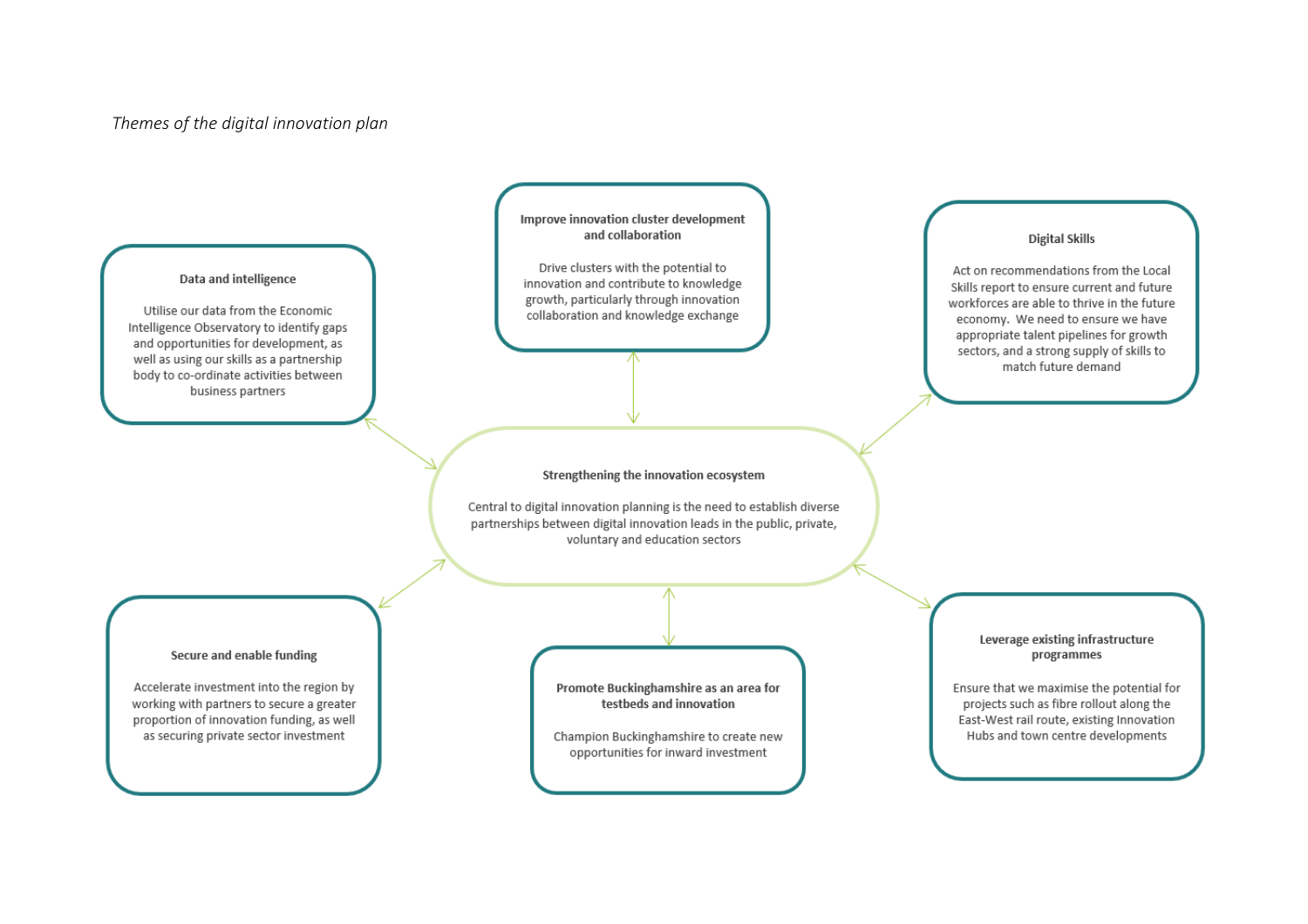*Themes of the digital innovation plan*

**Strengthening the innovation ecosystem**

Central to digital innovation planning is the need to establish diverse partnerships between digital innovation leads in the public, private, voluntary and education sectors

**Data and intelligence**

Utilise our data from the Economic Intelligence Observatory to identify gaps and opportunities for development, as well as using our skills as a partnership body to co-ordinate activities between business partners

**Improve innovation cluster development and collaboration**

Drive clusters with the potential to innovation and contribute to knowledge growth, particularly through innovation collaboration and knowledge exchange

**Digital Skills**

Act on recommendations from the Local Skills report to ensure current and future workforces are able to thrive in the future economy. We need to ensure we have appropriate talent pipelines for growth sectors, and a strong supply of skills to match future demand

**Secure and enable funding**

Accelerate investment into the region by working with partners to secure a greater proportion of innovation funding, as well as securing private sector investment

**Promote Buckinghamshire as an area for testbeds and innovation**

Champion Buckinghamshire to create new opportunities for inward investment

**Leverage existing infrastructure programmes**

Ensure that we maximise the potential for projects such as fibre rollout along the East-West rail route, existing Innovation Hubs and town centre developments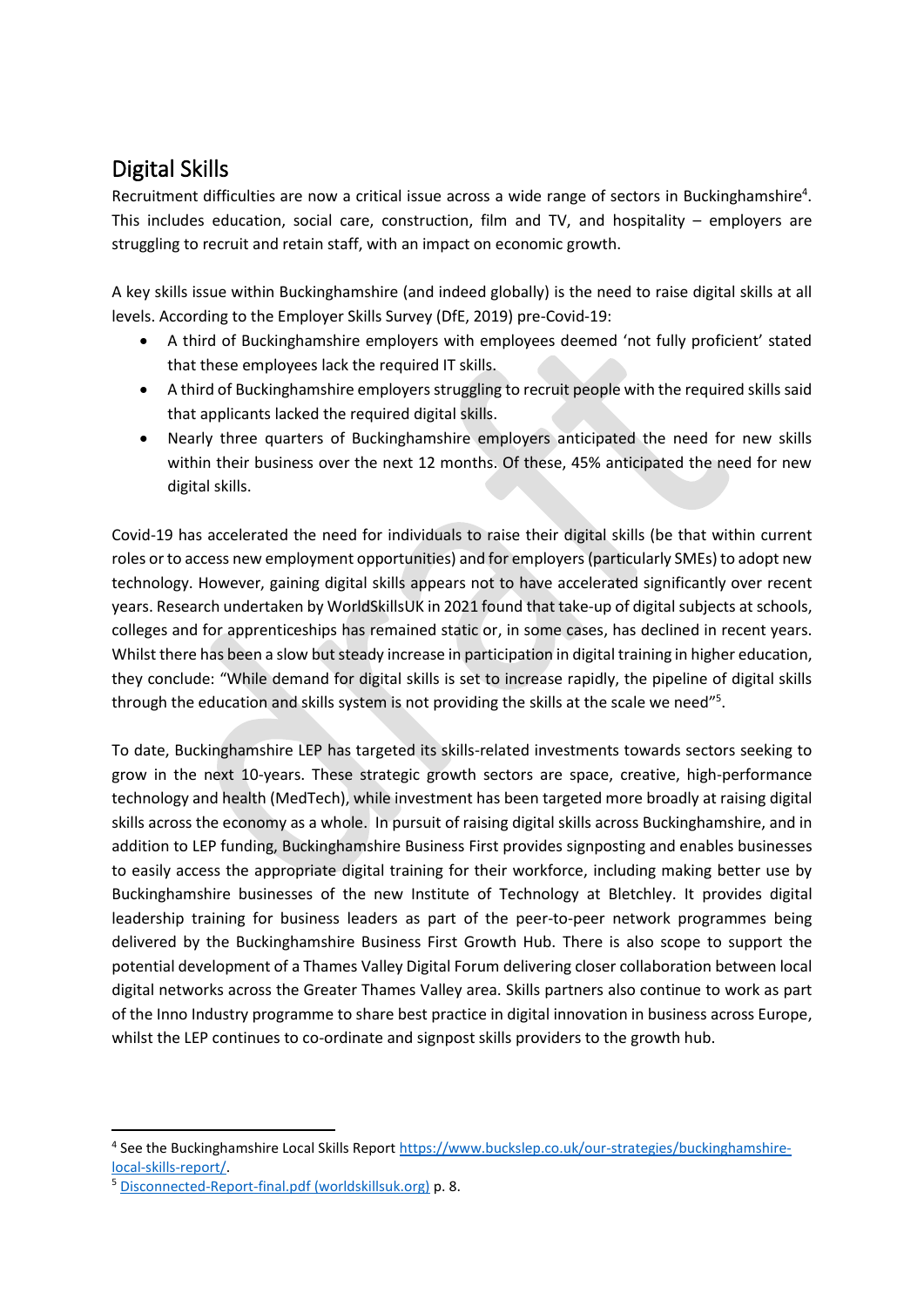## Digital Skills

Recruitment difficulties are now a critical issue across a wide range of sectors in Buckinghamshire[4]. This includes education, social care, construction, film and TV, and hospitality – employers are struggling to recruit and retain staff, with an impact on economic growth.

A key skills issue within Buckinghamshire (and indeed globally) is the need to raise digital skills at all levels. According to the Employer Skills Survey (DfE, 2019) pre-Covid-19:

- A third of Buckinghamshire employers with employees deemed 'not fully proficient' stated that these employees lack the required IT skills.
- A third of Buckinghamshire employers struggling to recruit people with the required skills said that applicants lacked the required digital skills.
- Nearly three quarters of Buckinghamshire employers anticipated the need for new skills within their business over the next 12 months. Of these, 45% anticipated the need for new digital skills.

Covid-19 has accelerated the need for individuals to raise their digital skills (be that within current roles or to access new employment opportunities) and for employers (particularly SMEs) to adopt new technology. However, gaining digital skills appears not to have accelerated significantly over recent years. Research undertaken by WorldSkillsUK in 2021 found that take-up of digital subjects at schools, colleges and for apprenticeships has remained static or, in some cases, has declined in recent years. Whilst there has been a slow but steady increase in participation in digital training in higher education, they conclude: "While demand for digital skills is set to increase rapidly, the pipeline of digital skills through the education and skills system is not providing the skills at the scale we need"[5].

To date, Buckinghamshire LEP has targeted its skills-related investments towards sectors seeking to grow in the next 10-years. These strategic growth sectors are space, creative, high-performance technology and health (MedTech), while investment has been targeted more broadly at raising digital skills across the economy as a whole. In pursuit of raising digital skills across Buckinghamshire, and in addition to LEP funding, Buckinghamshire Business First provides signposting and enables businesses to easily access the appropriate digital training for their workforce, including making better use by Buckinghamshire businesses of the new Institute of Technology at Bletchley. It provides digital leadership training for business leaders as part of the peer-to-peer network programmes being delivered by the Buckinghamshire Business First Growth Hub. There is also scope to support the potential development of a Thames Valley Digital Forum delivering closer collaboration between local digital networks across the Greater Thames Valley area. Skills partners also continue to work as part of the Inno Industry programme to share best practice in digital innovation in business across Europe, whilst the LEP continues to co-ordinate and signpost skills providers to the growth hub.

---

[4] See the Buckinghamshire Local Skills Report https://www.buckslep.co.uk/our-strategies/buckinghamshire-local-skills-report/.

[5] Disconnected-Report-final.pdf (worldskillsuk.org) p. 8.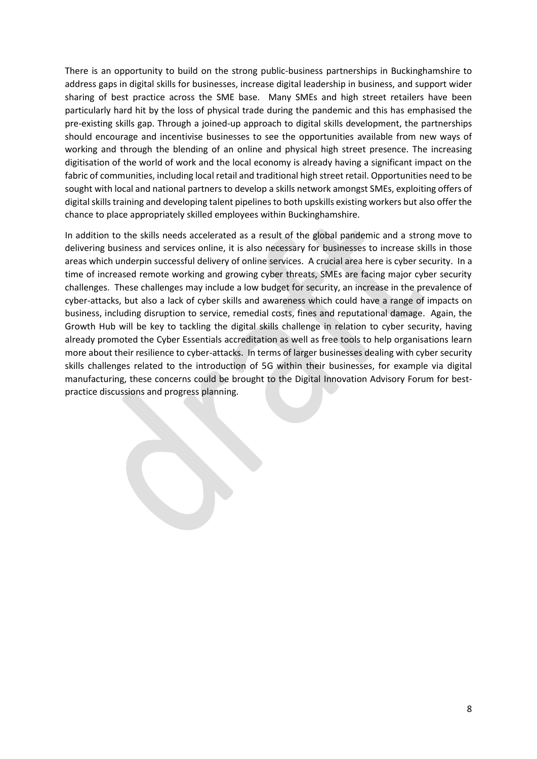There is an opportunity to build on the strong public-business partnerships in Buckinghamshire to address gaps in digital skills for businesses, increase digital leadership in business, and support wider sharing of best practice across the SME base. Many SMEs and high street retailers have been particularly hard hit by the loss of physical trade during the pandemic and this has emphasised the pre-existing skills gap. Through a joined-up approach to digital skills development, the partnerships should encourage and incentivise businesses to see the opportunities available from new ways of working and through the blending of an online and physical high street presence. The increasing digitisation of the world of work and the local economy is already having a significant impact on the fabric of communities, including local retail and traditional high street retail. Opportunities need to be sought with local and national partners to develop a skills network amongst SMEs, exploiting offers of digital skills training and developing talent pipelines to both upskills existing workers but also offer the chance to place appropriately skilled employees within Buckinghamshire.

In addition to the skills needs accelerated as a result of the global pandemic and a strong move to delivering business and services online, it is also necessary for businesses to increase skills in those areas which underpin successful delivery of online services. A crucial area here is cyber security. In a time of increased remote working and growing cyber threats, SMEs are facing major cyber security challenges. These challenges may include a low budget for security, an increase in the prevalence of cyber-attacks, but also a lack of cyber skills and awareness which could have a range of impacts on business, including disruption to service, remedial costs, fines and reputational damage. Again, the Growth Hub will be key to tackling the digital skills challenge in relation to cyber security, having already promoted the Cyber Essentials accreditation as well as free tools to help organisations learn more about their resilience to cyber-attacks. In terms of larger businesses dealing with cyber security skills challenges related to the introduction of 5G within their businesses, for example via digital manufacturing, these concerns could be brought to the Digital Innovation Advisory Forum for best-practice discussions and progress planning.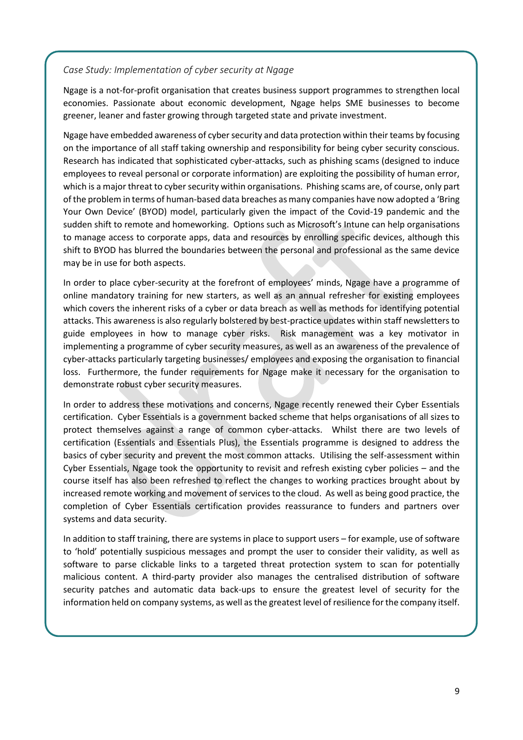*Case Study: Implementation of cyber security at Ngage*

Ngage is a not-for-profit organisation that creates business support programmes to strengthen local economies. Passionate about economic development, Ngage helps SME businesses to become greener, leaner and faster growing through targeted state and private investment.

Ngage have embedded awareness of cyber security and data protection within their teams by focusing on the importance of all staff taking ownership and responsibility for being cyber security conscious. Research has indicated that sophisticated cyber-attacks, such as phishing scams (designed to induce employees to reveal personal or corporate information) are exploiting the possibility of human error, which is a major threat to cyber security within organisations. Phishing scams are, of course, only part of the problem in terms of human-based data breaches as many companies have now adopted a 'Bring Your Own Device' (BYOD) model, particularly given the impact of the Covid-19 pandemic and the sudden shift to remote and homeworking. Options such as Microsoft's Intune can help organisations to manage access to corporate apps, data and resources by enrolling specific devices, although this shift to BYOD has blurred the boundaries between the personal and professional as the same device may be in use for both aspects.

In order to place cyber-security at the forefront of employees' minds, Ngage have a programme of online mandatory training for new starters, as well as an annual refresher for existing employees which covers the inherent risks of a cyber or data breach as well as methods for identifying potential attacks. This awareness is also regularly bolstered by best-practice updates within staff newsletters to guide employees in how to manage cyber risks. Risk management was a key motivator in implementing a programme of cyber security measures, as well as an awareness of the prevalence of cyber-attacks particularly targeting businesses/ employees and exposing the organisation to financial loss. Furthermore, the funder requirements for Ngage make it necessary for the organisation to demonstrate robust cyber security measures.

In order to address these motivations and concerns, Ngage recently renewed their Cyber Essentials certification. Cyber Essentials is a government backed scheme that helps organisations of all sizes to protect themselves against a range of common cyber-attacks. Whilst there are two levels of certification (Essentials and Essentials Plus), the Essentials programme is designed to address the basics of cyber security and prevent the most common attacks. Utilising the self-assessment within Cyber Essentials, Ngage took the opportunity to revisit and refresh existing cyber policies – and the course itself has also been refreshed to reflect the changes to working practices brought about by increased remote working and movement of services to the cloud. As well as being good practice, the completion of Cyber Essentials certification provides reassurance to funders and partners over systems and data security.

In addition to staff training, there are systems in place to support users – for example, use of software to 'hold' potentially suspicious messages and prompt the user to consider their validity, as well as software to parse clickable links to a targeted threat protection system to scan for potentially malicious content. A third-party provider also manages the centralised distribution of software security patches and automatic data back-ups to ensure the greatest level of security for the information held on company systems, as well as the greatest level of resilience for the company itself.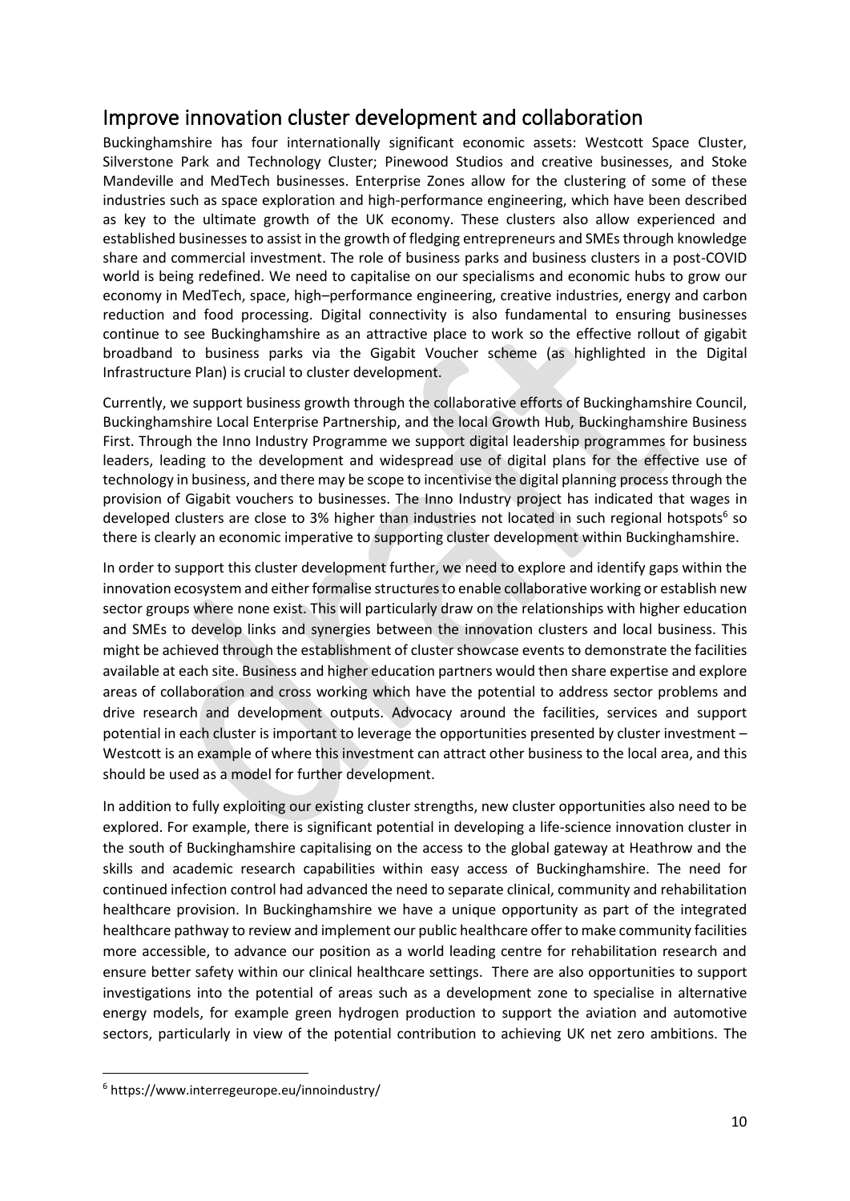## Improve innovation cluster development and collaboration

Buckinghamshire has four internationally significant economic assets: Westcott Space Cluster, Silverstone Park and Technology Cluster; Pinewood Studios and creative businesses, and Stoke Mandeville and MedTech businesses. Enterprise Zones allow for the clustering of some of these industries such as space exploration and high-performance engineering, which have been described as key to the ultimate growth of the UK economy. These clusters also allow experienced and established businesses to assist in the growth of fledging entrepreneurs and SMEs through knowledge share and commercial investment. The role of business parks and business clusters in a post-COVID world is being redefined. We need to capitalise on our specialisms and economic hubs to grow our economy in MedTech, space, high–performance engineering, creative industries, energy and carbon reduction and food processing. Digital connectivity is also fundamental to ensuring businesses continue to see Buckinghamshire as an attractive place to work so the effective rollout of gigabit broadband to business parks via the Gigabit Voucher scheme (as highlighted in the Digital Infrastructure Plan) is crucial to cluster development.

Currently, we support business growth through the collaborative efforts of Buckinghamshire Council, Buckinghamshire Local Enterprise Partnership, and the local Growth Hub, Buckinghamshire Business First. Through the Inno Industry Programme we support digital leadership programmes for business leaders, leading to the development and widespread use of digital plans for the effective use of technology in business, and there may be scope to incentivise the digital planning process through the provision of Gigabit vouchers to businesses. The Inno Industry project has indicated that wages in developed clusters are close to 3% higher than industries not located in such regional hotspots[6] so there is clearly an economic imperative to supporting cluster development within Buckinghamshire.

In order to support this cluster development further, we need to explore and identify gaps within the innovation ecosystem and either formalise structures to enable collaborative working or establish new sector groups where none exist. This will particularly draw on the relationships with higher education and SMEs to develop links and synergies between the innovation clusters and local business. This might be achieved through the establishment of cluster showcase events to demonstrate the facilities available at each site. Business and higher education partners would then share expertise and explore areas of collaboration and cross working which have the potential to address sector problems and drive research and development outputs. Advocacy around the facilities, services and support potential in each cluster is important to leverage the opportunities presented by cluster investment – Westcott is an example of where this investment can attract other business to the local area, and this should be used as a model for further development.

In addition to fully exploiting our existing cluster strengths, new cluster opportunities also need to be explored. For example, there is significant potential in developing a life-science innovation cluster in the south of Buckinghamshire capitalising on the access to the global gateway at Heathrow and the skills and academic research capabilities within easy access of Buckinghamshire. The need for continued infection control had advanced the need to separate clinical, community and rehabilitation healthcare provision. In Buckinghamshire we have a unique opportunity as part of the integrated healthcare pathway to review and implement our public healthcare offer to make community facilities more accessible, to advance our position as a world leading centre for rehabilitation research and ensure better safety within our clinical healthcare settings. There are also opportunities to support investigations into the potential of areas such as a development zone to specialise in alternative energy models, for example green hydrogen production to support the aviation and automotive sectors, particularly in view of the potential contribution to achieving UK net zero ambitions. The

[6] https://www.interregeurope.eu/innoindustry/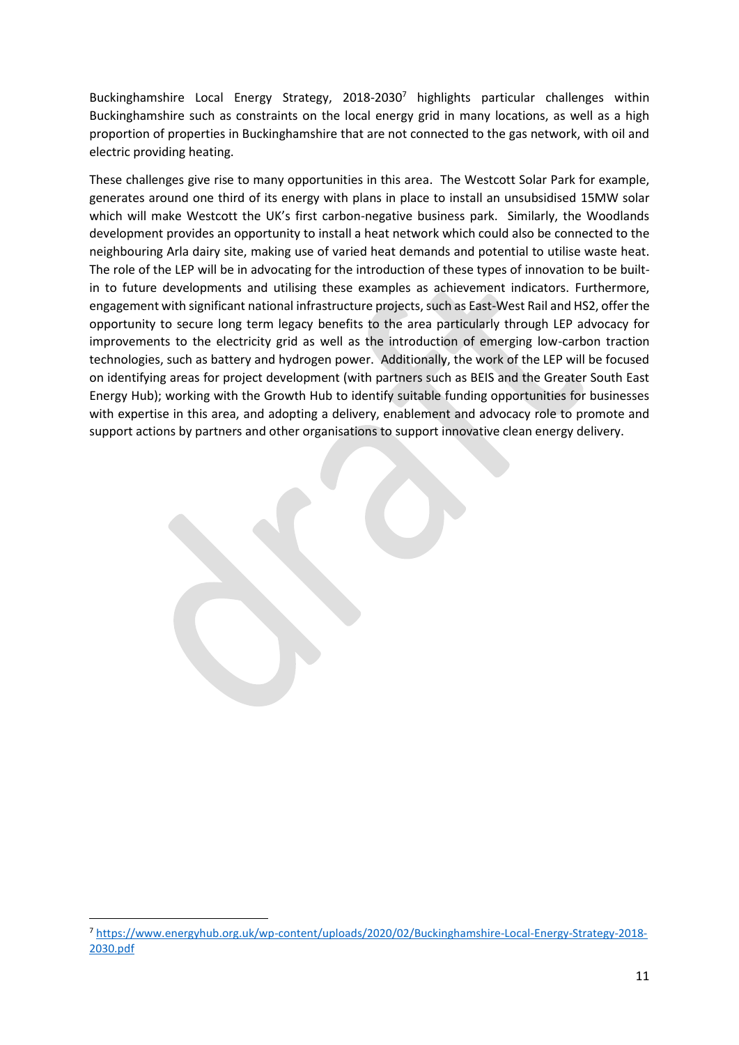Buckinghamshire Local Energy Strategy, 2018-2030[7] highlights particular challenges within Buckinghamshire such as constraints on the local energy grid in many locations, as well as a high proportion of properties in Buckinghamshire that are not connected to the gas network, with oil and electric providing heating.

These challenges give rise to many opportunities in this area. The Westcott Solar Park for example, generates around one third of its energy with plans in place to install an unsubsidised 15MW solar which will make Westcott the UK's first carbon-negative business park. Similarly, the Woodlands development provides an opportunity to install a heat network which could also be connected to the neighbouring Arla dairy site, making use of varied heat demands and potential to utilise waste heat. The role of the LEP will be in advocating for the introduction of these types of innovation to be built-in to future developments and utilising these examples as achievement indicators. Furthermore, engagement with significant national infrastructure projects, such as East-West Rail and HS2, offer the opportunity to secure long term legacy benefits to the area particularly through LEP advocacy for improvements to the electricity grid as well as the introduction of emerging low-carbon traction technologies, such as battery and hydrogen power. Additionally, the work of the LEP will be focused on identifying areas for project development (with partners such as BEIS and the Greater South East Energy Hub); working with the Growth Hub to identify suitable funding opportunities for businesses with expertise in this area, and adopting a delivery, enablement and advocacy role to promote and support actions by partners and other organisations to support innovative clean energy delivery.

[7] https://www.energyhub.org.uk/wp-content/uploads/2020/02/Buckinghamshire-Local-Energy-Strategy-2018-2030.pdf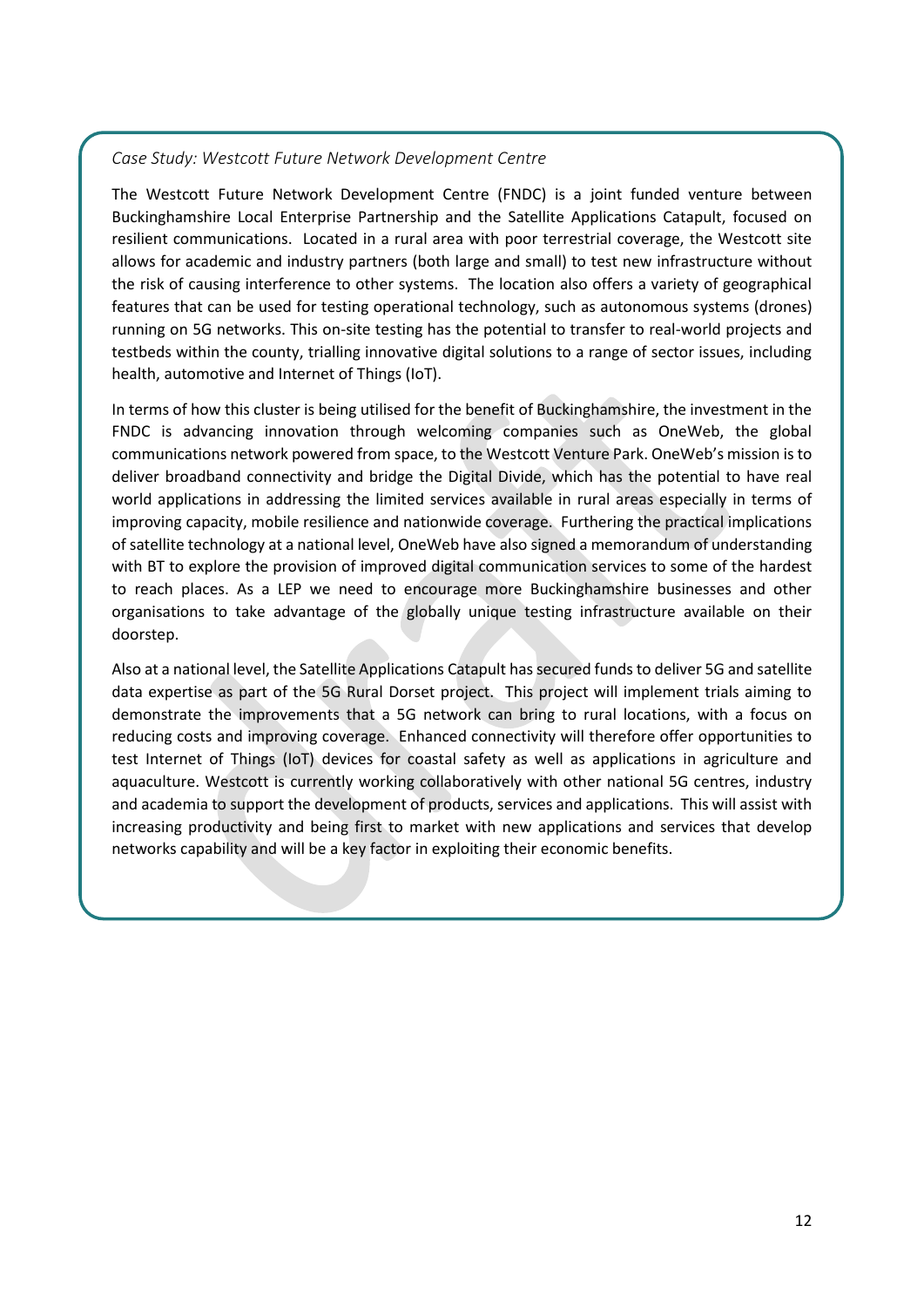*Case Study: Westcott Future Network Development Centre*

The Westcott Future Network Development Centre (FNDC) is a joint funded venture between Buckinghamshire Local Enterprise Partnership and the Satellite Applications Catapult, focused on resilient communications. Located in a rural area with poor terrestrial coverage, the Westcott site allows for academic and industry partners (both large and small) to test new infrastructure without the risk of causing interference to other systems. The location also offers a variety of geographical features that can be used for testing operational technology, such as autonomous systems (drones) running on 5G networks. This on-site testing has the potential to transfer to real-world projects and testbeds within the county, trialling innovative digital solutions to a range of sector issues, including health, automotive and Internet of Things (IoT).

In terms of how this cluster is being utilised for the benefit of Buckinghamshire, the investment in the FNDC is advancing innovation through welcoming companies such as OneWeb, the global communications network powered from space, to the Westcott Venture Park. OneWeb's mission is to deliver broadband connectivity and bridge the Digital Divide, which has the potential to have real world applications in addressing the limited services available in rural areas especially in terms of improving capacity, mobile resilience and nationwide coverage. Furthering the practical implications of satellite technology at a national level, OneWeb have also signed a memorandum of understanding with BT to explore the provision of improved digital communication services to some of the hardest to reach places. As a LEP we need to encourage more Buckinghamshire businesses and other organisations to take advantage of the globally unique testing infrastructure available on their doorstep.

Also at a national level, the Satellite Applications Catapult has secured funds to deliver 5G and satellite data expertise as part of the 5G Rural Dorset project. This project will implement trials aiming to demonstrate the improvements that a 5G network can bring to rural locations, with a focus on reducing costs and improving coverage. Enhanced connectivity will therefore offer opportunities to test Internet of Things (IoT) devices for coastal safety as well as applications in agriculture and aquaculture. Westcott is currently working collaboratively with other national 5G centres, industry and academia to support the development of products, services and applications. This will assist with increasing productivity and being first to market with new applications and services that develop networks capability and will be a key factor in exploiting their economic benefits.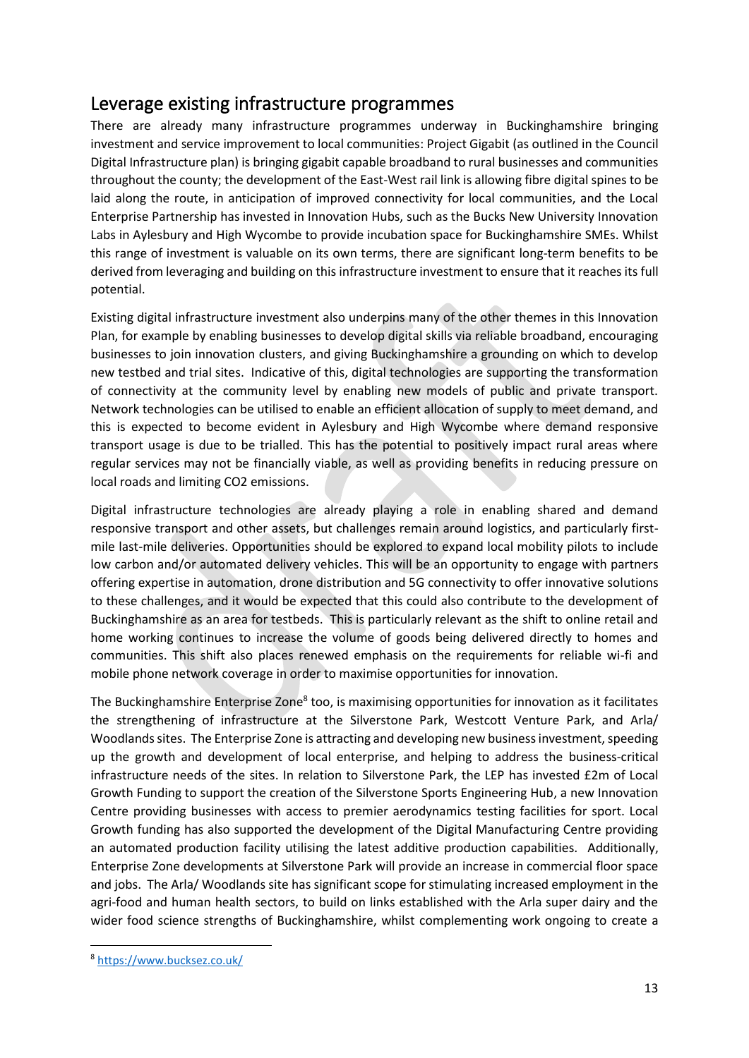## Leverage existing infrastructure programmes

There are already many infrastructure programmes underway in Buckinghamshire bringing investment and service improvement to local communities: Project Gigabit (as outlined in the Council Digital Infrastructure plan) is bringing gigabit capable broadband to rural businesses and communities throughout the county; the development of the East-West rail link is allowing fibre digital spines to be laid along the route, in anticipation of improved connectivity for local communities, and the Local Enterprise Partnership has invested in Innovation Hubs, such as the Bucks New University Innovation Labs in Aylesbury and High Wycombe to provide incubation space for Buckinghamshire SMEs. Whilst this range of investment is valuable on its own terms, there are significant long-term benefits to be derived from leveraging and building on this infrastructure investment to ensure that it reaches its full potential.

Existing digital infrastructure investment also underpins many of the other themes in this Innovation Plan, for example by enabling businesses to develop digital skills via reliable broadband, encouraging businesses to join innovation clusters, and giving Buckinghamshire a grounding on which to develop new testbed and trial sites. Indicative of this, digital technologies are supporting the transformation of connectivity at the community level by enabling new models of public and private transport. Network technologies can be utilised to enable an efficient allocation of supply to meet demand, and this is expected to become evident in Aylesbury and High Wycombe where demand responsive transport usage is due to be trialled. This has the potential to positively impact rural areas where regular services may not be financially viable, as well as providing benefits in reducing pressure on local roads and limiting CO2 emissions.

Digital infrastructure technologies are already playing a role in enabling shared and demand responsive transport and other assets, but challenges remain around logistics, and particularly first-mile last-mile deliveries. Opportunities should be explored to expand local mobility pilots to include low carbon and/or automated delivery vehicles. This will be an opportunity to engage with partners offering expertise in automation, drone distribution and 5G connectivity to offer innovative solutions to these challenges, and it would be expected that this could also contribute to the development of Buckinghamshire as an area for testbeds. This is particularly relevant as the shift to online retail and home working continues to increase the volume of goods being delivered directly to homes and communities. This shift also places renewed emphasis on the requirements for reliable wi-fi and mobile phone network coverage in order to maximise opportunities for innovation.

The Buckinghamshire Enterprise Zone[8] too, is maximising opportunities for innovation as it facilitates the strengthening of infrastructure at the Silverstone Park, Westcott Venture Park, and Arla/ Woodlands sites. The Enterprise Zone is attracting and developing new business investment, speeding up the growth and development of local enterprise, and helping to address the business-critical infrastructure needs of the sites. In relation to Silverstone Park, the LEP has invested £2m of Local Growth Funding to support the creation of the Silverstone Sports Engineering Hub, a new Innovation Centre providing businesses with access to premier aerodynamics testing facilities for sport. Local Growth funding has also supported the development of the Digital Manufacturing Centre providing an automated production facility utilising the latest additive production capabilities. Additionally, Enterprise Zone developments at Silverstone Park will provide an increase in commercial floor space and jobs. The Arla/ Woodlands site has significant scope for stimulating increased employment in the agri-food and human health sectors, to build on links established with the Arla super dairy and the wider food science strengths of Buckinghamshire, whilst complementing work ongoing to create a

[8] https://www.bucksez.co.uk/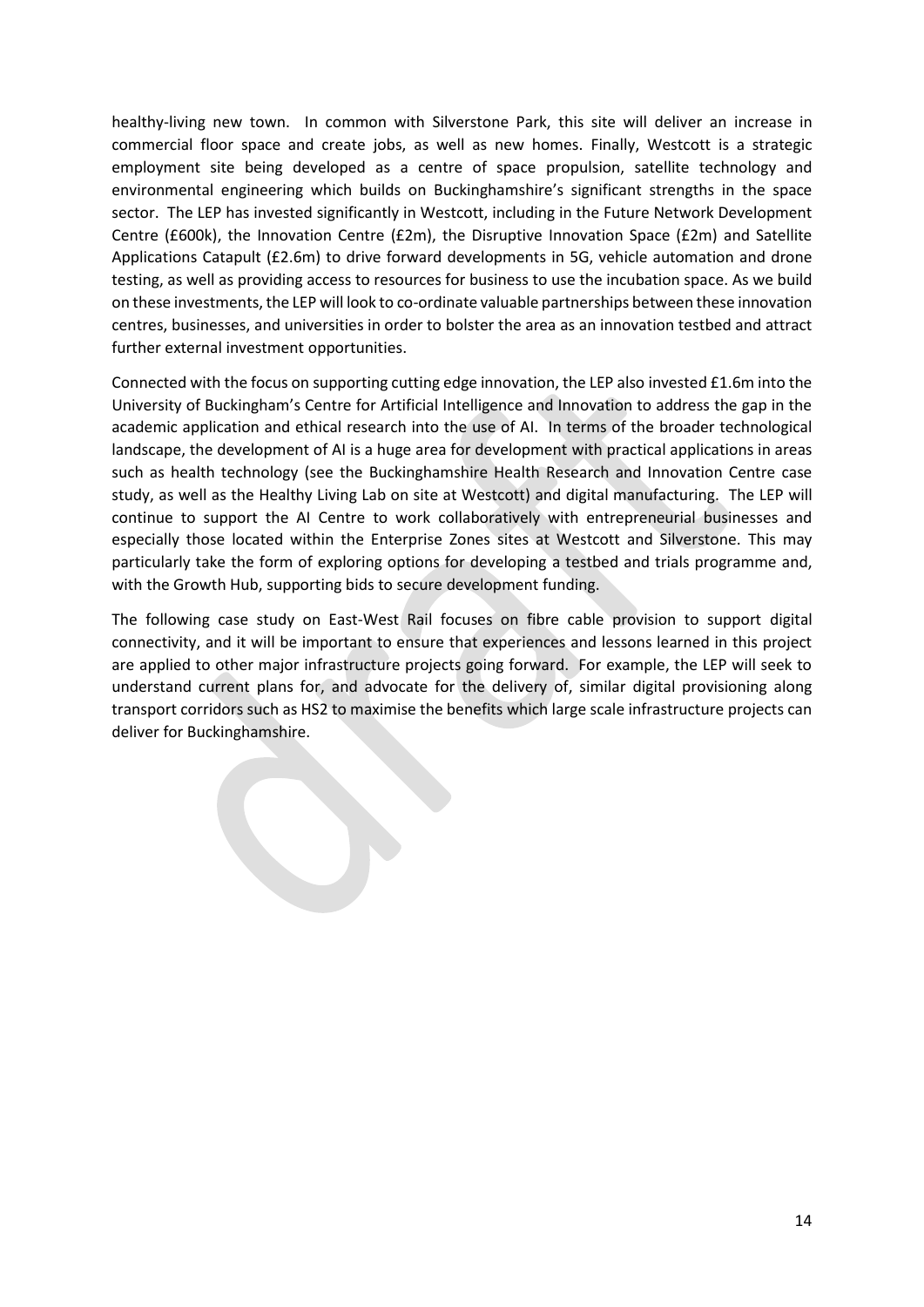healthy-living new town. In common with Silverstone Park, this site will deliver an increase in commercial floor space and create jobs, as well as new homes. Finally, Westcott is a strategic employment site being developed as a centre of space propulsion, satellite technology and environmental engineering which builds on Buckinghamshire's significant strengths in the space sector. The LEP has invested significantly in Westcott, including in the Future Network Development Centre (£600k), the Innovation Centre (£2m), the Disruptive Innovation Space (£2m) and Satellite Applications Catapult (£2.6m) to drive forward developments in 5G, vehicle automation and drone testing, as well as providing access to resources for business to use the incubation space. As we build on these investments, the LEP will look to co-ordinate valuable partnerships between these innovation centres, businesses, and universities in order to bolster the area as an innovation testbed and attract further external investment opportunities.

Connected with the focus on supporting cutting edge innovation, the LEP also invested £1.6m into the University of Buckingham's Centre for Artificial Intelligence and Innovation to address the gap in the academic application and ethical research into the use of AI. In terms of the broader technological landscape, the development of AI is a huge area for development with practical applications in areas such as health technology (see the Buckinghamshire Health Research and Innovation Centre case study, as well as the Healthy Living Lab on site at Westcott) and digital manufacturing. The LEP will continue to support the AI Centre to work collaboratively with entrepreneurial businesses and especially those located within the Enterprise Zones sites at Westcott and Silverstone. This may particularly take the form of exploring options for developing a testbed and trials programme and, with the Growth Hub, supporting bids to secure development funding.

The following case study on East-West Rail focuses on fibre cable provision to support digital connectivity, and it will be important to ensure that experiences and lessons learned in this project are applied to other major infrastructure projects going forward. For example, the LEP will seek to understand current plans for, and advocate for the delivery of, similar digital provisioning along transport corridors such as HS2 to maximise the benefits which large scale infrastructure projects can deliver for Buckinghamshire.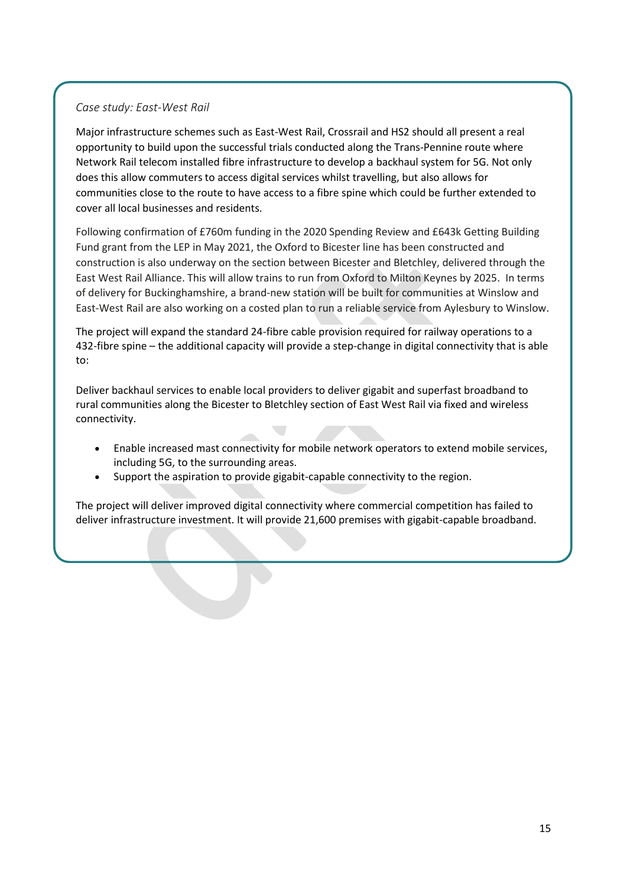*Case study: East-West Rail*

Major infrastructure schemes such as East-West Rail, Crossrail and HS2 should all present a real opportunity to build upon the successful trials conducted along the Trans-Pennine route where Network Rail telecom installed fibre infrastructure to develop a backhaul system for 5G. Not only does this allow commuters to access digital services whilst travelling, but also allows for communities close to the route to have access to a fibre spine which could be further extended to cover all local businesses and residents.

Following confirmation of £760m funding in the 2020 Spending Review and £643k Getting Building Fund grant from the LEP in May 2021, the Oxford to Bicester line has been constructed and construction is also underway on the section between Bicester and Bletchley, delivered through the East West Rail Alliance. This will allow trains to run from Oxford to Milton Keynes by 2025. In terms of delivery for Buckinghamshire, a brand-new station will be built for communities at Winslow and East-West Rail are also working on a costed plan to run a reliable service from Aylesbury to Winslow.

The project will expand the standard 24-fibre cable provision required for railway operations to a 432-fibre spine – the additional capacity will provide a step-change in digital connectivity that is able to:

Deliver backhaul services to enable local providers to deliver gigabit and superfast broadband to rural communities along the Bicester to Bletchley section of East West Rail via fixed and wireless connectivity.

- Enable increased mast connectivity for mobile network operators to extend mobile services, including 5G, to the surrounding areas.
- Support the aspiration to provide gigabit-capable connectivity to the region.

The project will deliver improved digital connectivity where commercial competition has failed to deliver infrastructure investment. It will provide 21,600 premises with gigabit-capable broadband.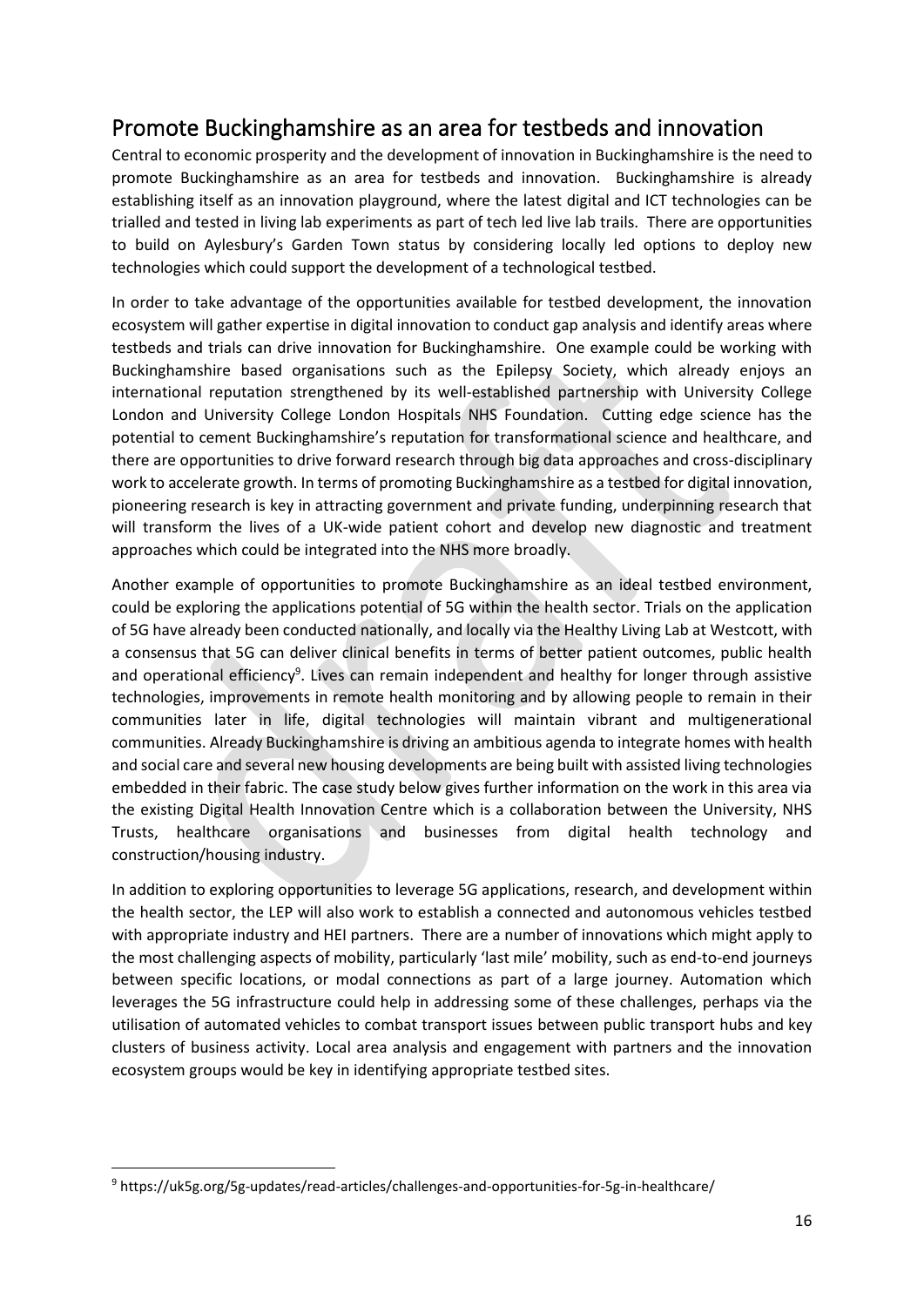## Promote Buckinghamshire as an area for testbeds and innovation

Central to economic prosperity and the development of innovation in Buckinghamshire is the need to promote Buckinghamshire as an area for testbeds and innovation. Buckinghamshire is already establishing itself as an innovation playground, where the latest digital and ICT technologies can be trialled and tested in living lab experiments as part of tech led live lab trails. There are opportunities to build on Aylesbury's Garden Town status by considering locally led options to deploy new technologies which could support the development of a technological testbed.

In order to take advantage of the opportunities available for testbed development, the innovation ecosystem will gather expertise in digital innovation to conduct gap analysis and identify areas where testbeds and trials can drive innovation for Buckinghamshire. One example could be working with Buckinghamshire based organisations such as the Epilepsy Society, which already enjoys an international reputation strengthened by its well-established partnership with University College London and University College London Hospitals NHS Foundation. Cutting edge science has the potential to cement Buckinghamshire's reputation for transformational science and healthcare, and there are opportunities to drive forward research through big data approaches and cross-disciplinary work to accelerate growth. In terms of promoting Buckinghamshire as a testbed for digital innovation, pioneering research is key in attracting government and private funding, underpinning research that will transform the lives of a UK-wide patient cohort and develop new diagnostic and treatment approaches which could be integrated into the NHS more broadly.

Another example of opportunities to promote Buckinghamshire as an ideal testbed environment, could be exploring the applications potential of 5G within the health sector. Trials on the application of 5G have already been conducted nationally, and locally via the Healthy Living Lab at Westcott, with a consensus that 5G can deliver clinical benefits in terms of better patient outcomes, public health and operational efficiency[9]. Lives can remain independent and healthy for longer through assistive technologies, improvements in remote health monitoring and by allowing people to remain in their communities later in life, digital technologies will maintain vibrant and multigenerational communities. Already Buckinghamshire is driving an ambitious agenda to integrate homes with health and social care and several new housing developments are being built with assisted living technologies embedded in their fabric. The case study below gives further information on the work in this area via the existing Digital Health Innovation Centre which is a collaboration between the University, NHS Trusts, healthcare organisations and businesses from digital health technology and construction/housing industry.

In addition to exploring opportunities to leverage 5G applications, research, and development within the health sector, the LEP will also work to establish a connected and autonomous vehicles testbed with appropriate industry and HEI partners. There are a number of innovations which might apply to the most challenging aspects of mobility, particularly 'last mile' mobility, such as end-to-end journeys between specific locations, or modal connections as part of a large journey. Automation which leverages the 5G infrastructure could help in addressing some of these challenges, perhaps via the utilisation of automated vehicles to combat transport issues between public transport hubs and key clusters of business activity. Local area analysis and engagement with partners and the innovation ecosystem groups would be key in identifying appropriate testbed sites.

[9] https://uk5g.org/5g-updates/read-articles/challenges-and-opportunities-for-5g-in-healthcare/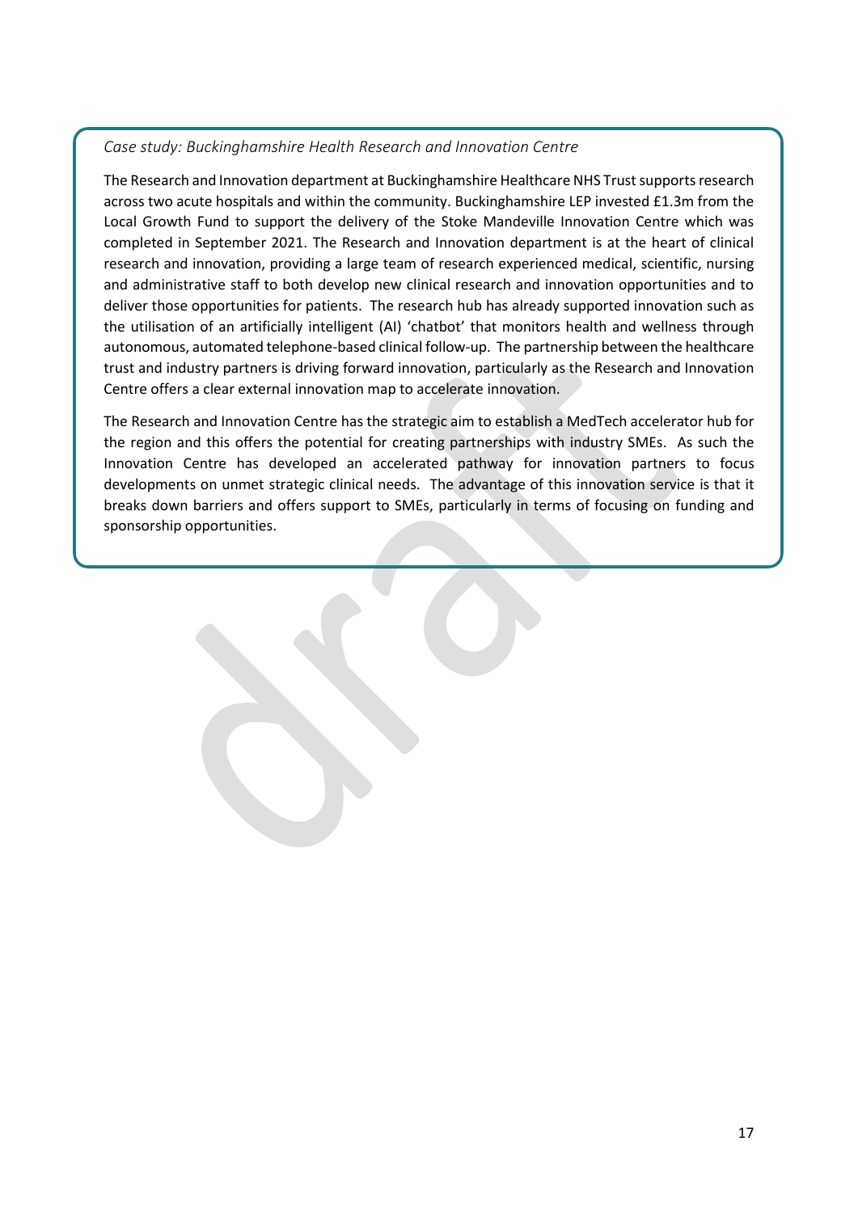*Case study: Buckinghamshire Health Research and Innovation Centre*

The Research and Innovation department at Buckinghamshire Healthcare NHS Trust supports research across two acute hospitals and within the community. Buckinghamshire LEP invested £1.3m from the Local Growth Fund to support the delivery of the Stoke Mandeville Innovation Centre which was completed in September 2021. The Research and Innovation department is at the heart of clinical research and innovation, providing a large team of research experienced medical, scientific, nursing and administrative staff to both develop new clinical research and innovation opportunities and to deliver those opportunities for patients. The research hub has already supported innovation such as the utilisation of an artificially intelligent (AI) 'chatbot' that monitors health and wellness through autonomous, automated telephone-based clinical follow-up. The partnership between the healthcare trust and industry partners is driving forward innovation, particularly as the Research and Innovation Centre offers a clear external innovation map to accelerate innovation.

The Research and Innovation Centre has the strategic aim to establish a MedTech accelerator hub for the region and this offers the potential for creating partnerships with industry SMEs. As such the Innovation Centre has developed an accelerated pathway for innovation partners to focus developments on unmet strategic clinical needs. The advantage of this innovation service is that it breaks down barriers and offers support to SMEs, particularly in terms of focusing on funding and sponsorship opportunities.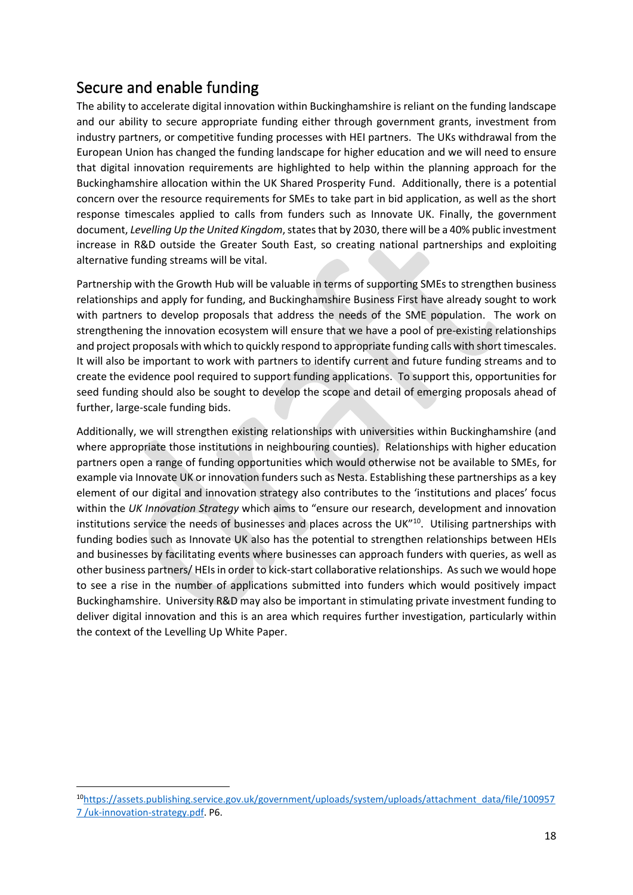## Secure and enable funding

The ability to accelerate digital innovation within Buckinghamshire is reliant on the funding landscape and our ability to secure appropriate funding either through government grants, investment from industry partners, or competitive funding processes with HEI partners. The UKs withdrawal from the European Union has changed the funding landscape for higher education and we will need to ensure that digital innovation requirements are highlighted to help within the planning approach for the Buckinghamshire allocation within the UK Shared Prosperity Fund. Additionally, there is a potential concern over the resource requirements for SMEs to take part in bid application, as well as the short response timescales applied to calls from funders such as Innovate UK. Finally, the government document, *Levelling Up the United Kingdom*, states that by 2030, there will be a 40% public investment increase in R&D outside the Greater South East, so creating national partnerships and exploiting alternative funding streams will be vital.

Partnership with the Growth Hub will be valuable in terms of supporting SMEs to strengthen business relationships and apply for funding, and Buckinghamshire Business First have already sought to work with partners to develop proposals that address the needs of the SME population. The work on strengthening the innovation ecosystem will ensure that we have a pool of pre-existing relationships and project proposals with which to quickly respond to appropriate funding calls with short timescales. It will also be important to work with partners to identify current and future funding streams and to create the evidence pool required to support funding applications. To support this, opportunities for seed funding should also be sought to develop the scope and detail of emerging proposals ahead of further, large-scale funding bids.

Additionally, we will strengthen existing relationships with universities within Buckinghamshire (and where appropriate those institutions in neighbouring counties). Relationships with higher education partners open a range of funding opportunities which would otherwise not be available to SMEs, for example via Innovate UK or innovation funders such as Nesta. Establishing these partnerships as a key element of our digital and innovation strategy also contributes to the 'institutions and places' focus within the *UK Innovation Strategy* which aims to "ensure our research, development and innovation institutions service the needs of businesses and places across the UK"[10]. Utilising partnerships with funding bodies such as Innovate UK also has the potential to strengthen relationships between HEIs and businesses by facilitating events where businesses can approach funders with queries, as well as other business partners/ HEIs in order to kick-start collaborative relationships. As such we would hope to see a rise in the number of applications submitted into funders which would positively impact Buckinghamshire. University R&D may also be important in stimulating private investment funding to deliver digital innovation and this is an area which requires further investigation, particularly within the context of the Levelling Up White Paper.

---

[10] https://assets.publishing.service.gov.uk/government/uploads/system/uploads/attachment_data/file/1009577 /uk-innovation-strategy.pdf. P6.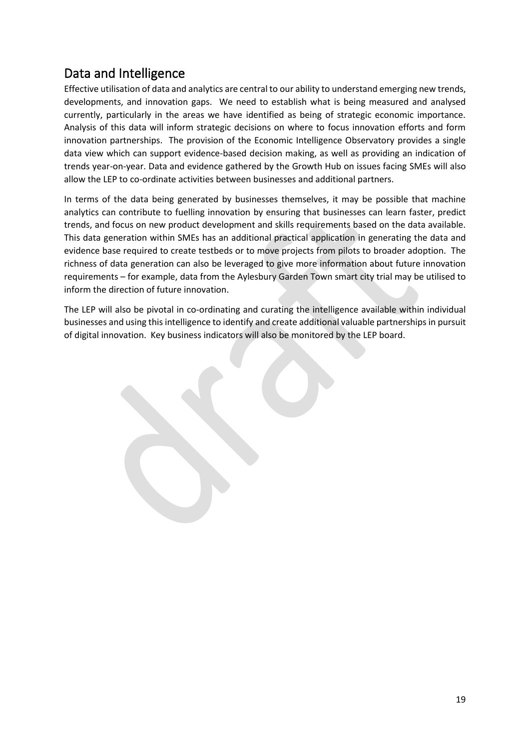## Data and Intelligence

Effective utilisation of data and analytics are central to our ability to understand emerging new trends, developments, and innovation gaps. We need to establish what is being measured and analysed currently, particularly in the areas we have identified as being of strategic economic importance. Analysis of this data will inform strategic decisions on where to focus innovation efforts and form innovation partnerships. The provision of the Economic Intelligence Observatory provides a single data view which can support evidence-based decision making, as well as providing an indication of trends year-on-year. Data and evidence gathered by the Growth Hub on issues facing SMEs will also allow the LEP to co-ordinate activities between businesses and additional partners.

In terms of the data being generated by businesses themselves, it may be possible that machine analytics can contribute to fuelling innovation by ensuring that businesses can learn faster, predict trends, and focus on new product development and skills requirements based on the data available. This data generation within SMEs has an additional practical application in generating the data and evidence base required to create testbeds or to move projects from pilots to broader adoption. The richness of data generation can also be leveraged to give more information about future innovation requirements – for example, data from the Aylesbury Garden Town smart city trial may be utilised to inform the direction of future innovation.

The LEP will also be pivotal in co-ordinating and curating the intelligence available within individual businesses and using this intelligence to identify and create additional valuable partnerships in pursuit of digital innovation. Key business indicators will also be monitored by the LEP board.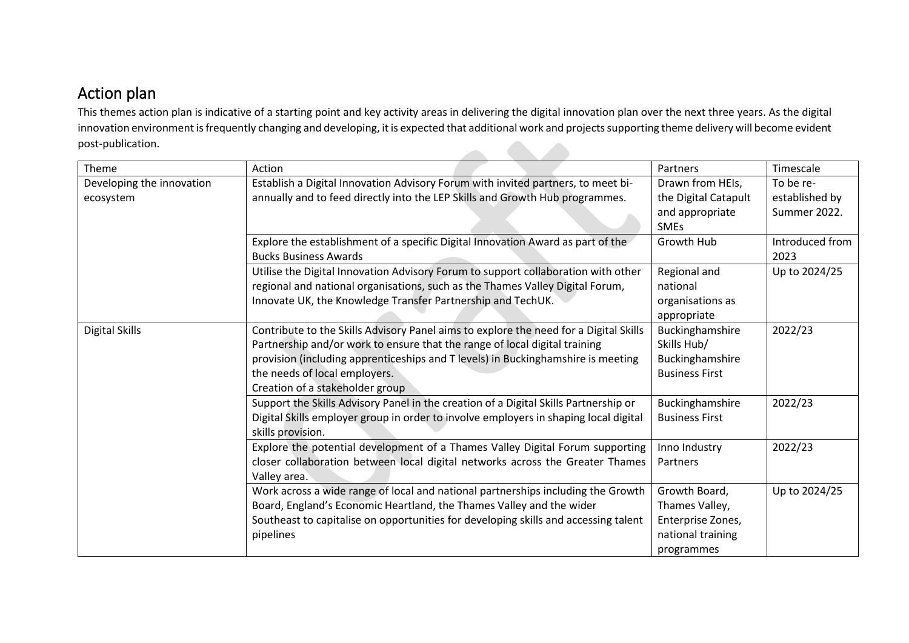## Action plan

This themes action plan is indicative of a starting point and key activity areas in delivering the digital innovation plan over the next three years. As the digital innovation environment is frequently changing and developing, it is expected that additional work and projects supporting theme delivery will become evident post-publication.

| Theme | Action | Partners | Timescale |
|---|---|---|---|
| Developing the innovation ecosystem | Establish a Digital Innovation Advisory Forum with invited partners, to meet bi-annually and to feed directly into the LEP Skills and Growth Hub programmes. | Drawn from HEIs, the Digital Catapult and appropriate SMEs | To be re-established by Summer 2022. |
| | Explore the establishment of a specific Digital Innovation Award as part of the Bucks Business Awards | Growth Hub | Introduced from 2023 |
| | Utilise the Digital Innovation Advisory Forum to support collaboration with other regional and national organisations, such as the Thames Valley Digital Forum, Innovate UK, the Knowledge Transfer Partnership and TechUK. | Regional and national organisations as appropriate | Up to 2024/25 |
| Digital Skills | Contribute to the Skills Advisory Panel aims to explore the need for a Digital Skills Partnership and/or work to ensure that the range of local digital training provision (including apprenticeships and T levels) in Buckinghamshire is meeting the needs of local employers.<br>Creation of a stakeholder group | Buckinghamshire Skills Hub/ Buckinghamshire Business First | 2022/23 |
| | Support the Skills Advisory Panel in the creation of a Digital Skills Partnership or Digital Skills employer group in order to involve employers in shaping local digital skills provision. | Buckinghamshire Business First | 2022/23 |
| | Explore the potential development of a Thames Valley Digital Forum supporting closer collaboration between local digital networks across the Greater Thames Valley area. | Inno Industry Partners | 2022/23 |
| | Work across a wide range of local and national partnerships including the Growth Board, England's Economic Heartland, the Thames Valley and the wider Southeast to capitalise on opportunities for developing skills and accessing talent pipelines | Growth Board, Thames Valley, Enterprise Zones, national training programmes | Up to 2024/25 |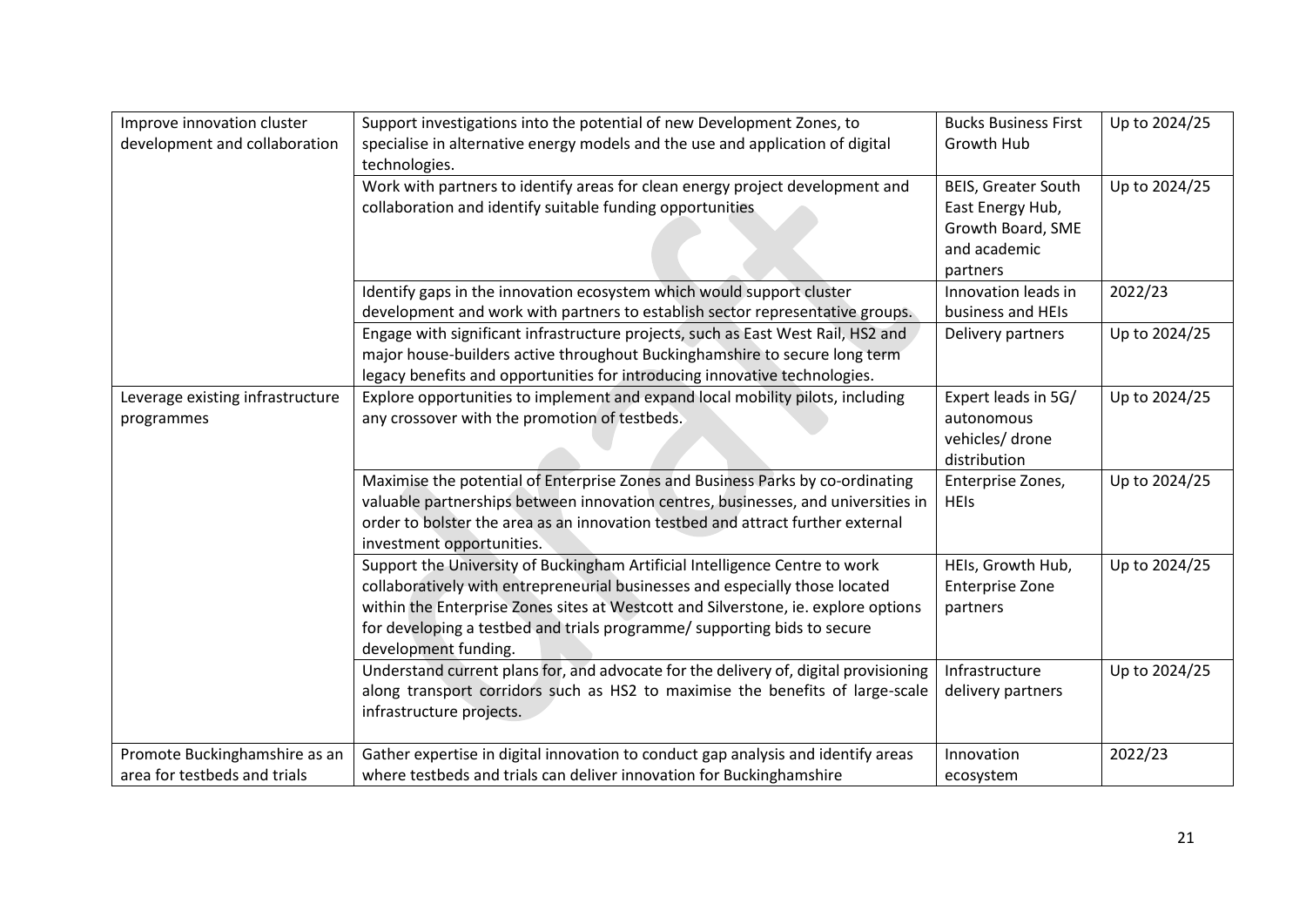| | | | |
|---|---|---|---|
| Improve innovation cluster development and collaboration | Support investigations into the potential of new Development Zones, to specialise in alternative energy models and the use and application of digital technologies. | Bucks Business First Growth Hub | Up to 2024/25 |
| | Work with partners to identify areas for clean energy project development and collaboration and identify suitable funding opportunities | BEIS, Greater South East Energy Hub, Growth Board, SME and academic partners | Up to 2024/25 |
| | Identify gaps in the innovation ecosystem which would support cluster development and work with partners to establish sector representative groups. | Innovation leads in business and HEIs | 2022/23 |
| | Engage with significant infrastructure projects, such as East West Rail, HS2 and major house-builders active throughout Buckinghamshire to secure long term legacy benefits and opportunities for introducing innovative technologies. | Delivery partners | Up to 2024/25 |
| Leverage existing infrastructure programmes | Explore opportunities to implement and expand local mobility pilots, including any crossover with the promotion of testbeds. | Expert leads in 5G/ autonomous vehicles/ drone distribution | Up to 2024/25 |
| | Maximise the potential of Enterprise Zones and Business Parks by co-ordinating valuable partnerships between innovation centres, businesses, and universities in order to bolster the area as an innovation testbed and attract further external investment opportunities. | Enterprise Zones, HEIs | Up to 2024/25 |
| | Support the University of Buckingham Artificial Intelligence Centre to work collaboratively with entrepreneurial businesses and especially those located within the Enterprise Zones sites at Westcott and Silverstone, ie. explore options for developing a testbed and trials programme/ supporting bids to secure development funding. | HEIs, Growth Hub, Enterprise Zone partners | Up to 2024/25 |
| | Understand current plans for, and advocate for the delivery of, digital provisioning along transport corridors such as HS2 to maximise the benefits of large-scale infrastructure projects. | Infrastructure delivery partners | Up to 2024/25 |
| Promote Buckinghamshire as an area for testbeds and trials | Gather expertise in digital innovation to conduct gap analysis and identify areas where testbeds and trials can deliver innovation for Buckinghamshire | Innovation ecosystem | 2022/23 |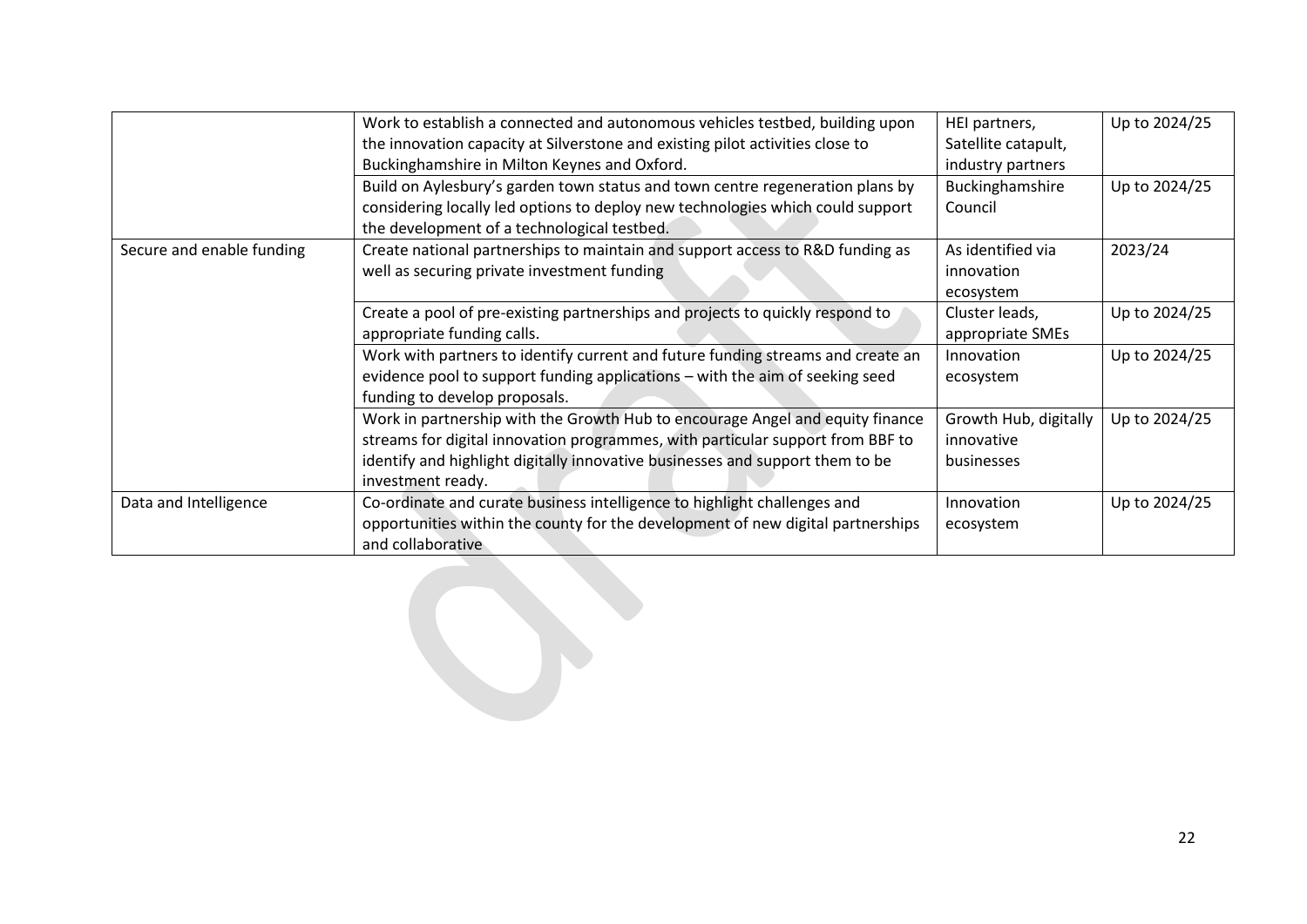| | | | |
|---|---|---|---|
| | Work to establish a connected and autonomous vehicles testbed, building upon the innovation capacity at Silverstone and existing pilot activities close to Buckinghamshire in Milton Keynes and Oxford. | HEI partners, Satellite catapult, industry partners | Up to 2024/25 |
| | Build on Aylesbury's garden town status and town centre regeneration plans by considering locally led options to deploy new technologies which could support the development of a technological testbed. | Buckinghamshire Council | Up to 2024/25 |
| Secure and enable funding | Create national partnerships to maintain and support access to R&D funding as well as securing private investment funding | As identified via innovation ecosystem | 2023/24 |
| | Create a pool of pre-existing partnerships and projects to quickly respond to appropriate funding calls. | Cluster leads, appropriate SMEs | Up to 2024/25 |
| | Work with partners to identify current and future funding streams and create an evidence pool to support funding applications – with the aim of seeking seed funding to develop proposals. | Innovation ecosystem | Up to 2024/25 |
| | Work in partnership with the Growth Hub to encourage Angel and equity finance streams for digital innovation programmes, with particular support from BBF to identify and highlight digitally innovative businesses and support them to be investment ready. | Growth Hub, digitally innovative businesses | Up to 2024/25 |
| Data and Intelligence | Co-ordinate and curate business intelligence to highlight challenges and opportunities within the county for the development of new digital partnerships and collaborative | Innovation ecosystem | Up to 2024/25 |